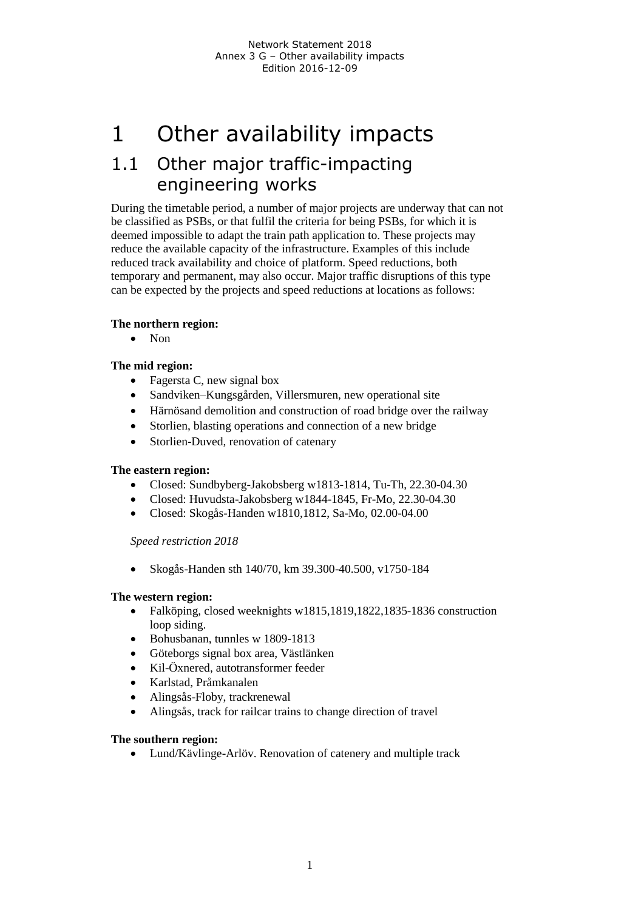# 1 Other availability impacts

## 1.1 Other major traffic-impacting engineering works

During the timetable period, a number of major projects are underway that can not be classified as PSBs, or that fulfil the criteria for being PSBs, for which it is deemed impossible to adapt the train path application to. These projects may reduce the available capacity of the infrastructure. Examples of this include reduced track availability and choice of platform. Speed reductions, both temporary and permanent, may also occur. Major traffic disruptions of this type can be expected by the projects and speed reductions at locations as follows:

**The northern region:**

- Non

**The mid region:**

- Fagersta C, new signal box
- Sandviken–Kungsgården, Villersmuren, new operational site
- Härnösand demolition and construction of road bridge over the railway
- Storlien, blasting operations and connection of a new bridge
- Storlien-Duved, renovation of catenary

**The eastern region:**

- Closed: Sundbyberg-Jakobsberg w1813-1814, Tu-Th, 22.30-04.30
- Closed: Huvudsta-Jakobsberg w1844-1845, Fr-Mo, 22.30-04.30
- Closed: Skogås-Handen w1810,1812, Sa-Mo, 02.00-04.00

*Speed restriction 2018*

- Skogås-Handen sth 140/70, km 39.300-40.500, v1750-184

**The western region:**

- Falköping, closed weeknights w1815,1819,1822,1835-1836 construction loop siding.
- Bohusbanan, tunnles w 1809-1813
- Göteborgs signal box area, Västlänken
- Kil-Öxnered, autotransformer feeder
- Karlstad, Pråmkanalen
- Alingsås-Floby, trackrenewal
- Alingsås, track for railcar trains to change direction of travel

**The southern region:**

- Lund/Kävlinge-Arlöv. Renovation of catenery and multiple track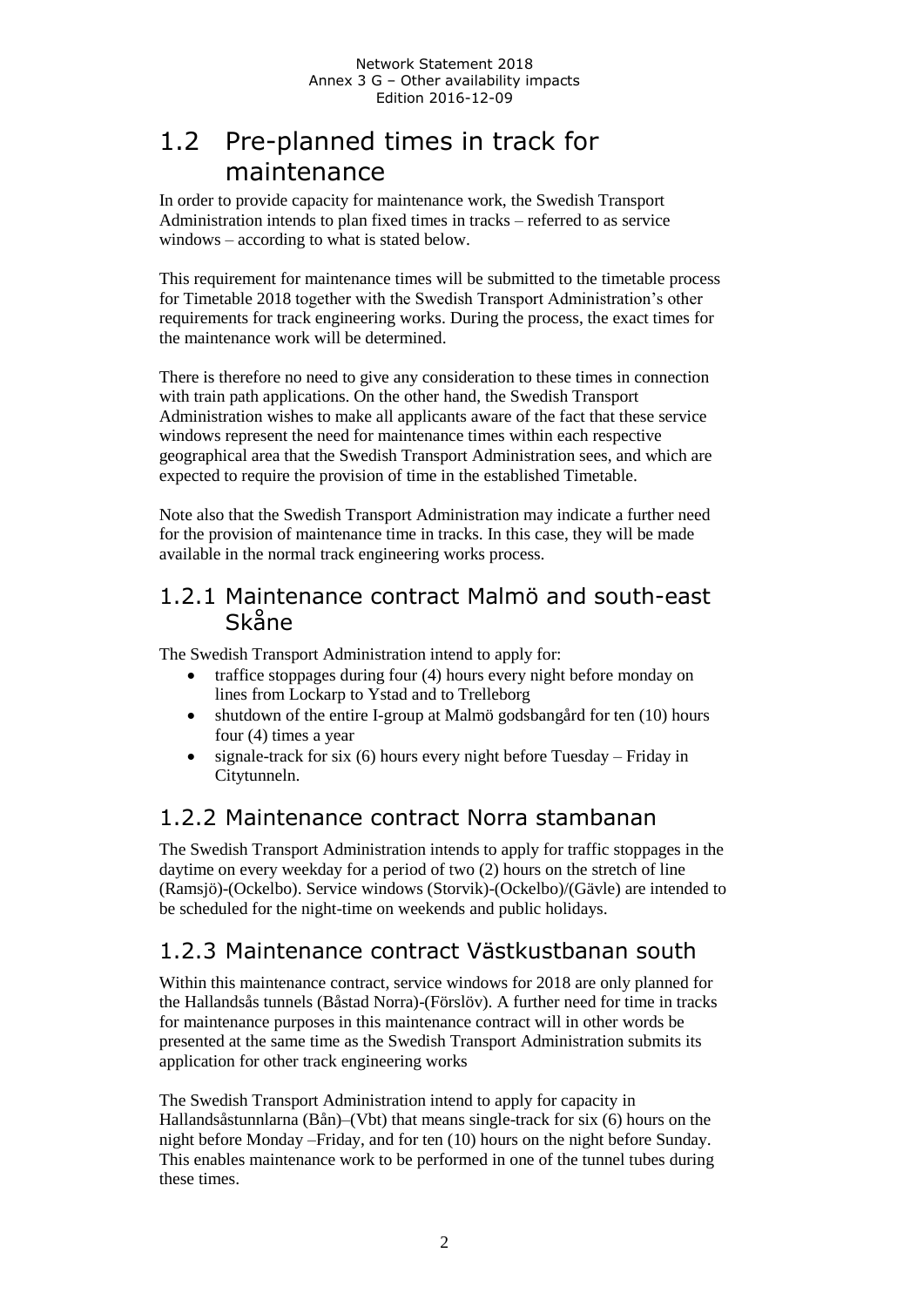## 1.2 Pre-planned times in track for maintenance

In order to provide capacity for maintenance work, the Swedish Transport Administration intends to plan fixed times in tracks – referred to as service windows – according to what is stated below.

This requirement for maintenance times will be submitted to the timetable process for Timetable 2018 together with the Swedish Transport Administration's other requirements for track engineering works. During the process, the exact times for the maintenance work will be determined.

There is therefore no need to give any consideration to these times in connection with train path applications. On the other hand, the Swedish Transport Administration wishes to make all applicants aware of the fact that these service windows represent the need for maintenance times within each respective geographical area that the Swedish Transport Administration sees, and which are expected to require the provision of time in the established Timetable.

Note also that the Swedish Transport Administration may indicate a further need for the provision of maintenance time in tracks. In this case, they will be made available in the normal track engineering works process.

### 1.2.1 Maintenance contract Malmö and south-east Skåne

The Swedish Transport Administration intend to apply for:

- traffice stoppages during four (4) hours every night before monday on lines from Lockarp to Ystad and to Trelleborg
- shutdown of the entire I-group at Malmö godsbangård for ten (10) hours four (4) times a year
- signale-track for six (6) hours every night before Tuesday – Friday in Citytunneln.

### 1.2.2 Maintenance contract Norra stambanan

The Swedish Transport Administration intends to apply for traffic stoppages in the daytime on every weekday for a period of two (2) hours on the stretch of line (Ramsjö)-(Ockelbo). Service windows (Storvik)-(Ockelbo)/(Gävle) are intended to be scheduled for the night-time on weekends and public holidays.

### 1.2.3 Maintenance contract Västkustbanan south

Within this maintenance contract, service windows for 2018 are only planned for the Hallandsås tunnels (Båstad Norra)-(Förslöv). A further need for time in tracks for maintenance purposes in this maintenance contract will in other words be presented at the same time as the Swedish Transport Administration submits its application for other track engineering works

The Swedish Transport Administration intend to apply for capacity in Hallandsåstunnlarna (Bån)–(Vbt) that means single-track for six (6) hours on the night before Monday –Friday, and for ten (10) hours on the night before Sunday. This enables maintenance work to be performed in one of the tunnel tubes during these times.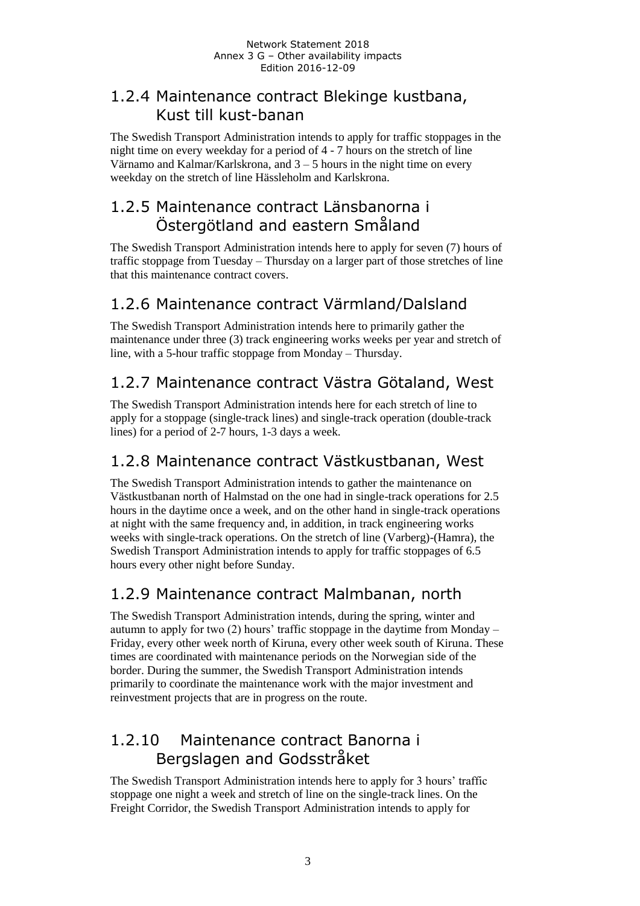## 1.2.4 Maintenance contract Blekinge kustbana, Kust till kust-banan

The Swedish Transport Administration intends to apply for traffic stoppages in the night time on every weekday for a period of 4 - 7 hours on the stretch of line Värnamo and Kalmar/Karlskrona, and 3 – 5 hours in the night time on every weekday on the stretch of line Hässleholm and Karlskrona.

## 1.2.5 Maintenance contract Länsbanorna i Östergötland and eastern Småland

The Swedish Transport Administration intends here to apply for seven (7) hours of traffic stoppage from Tuesday – Thursday on a larger part of those stretches of line that this maintenance contract covers.

## 1.2.6 Maintenance contract Värmland/Dalsland

The Swedish Transport Administration intends here to primarily gather the maintenance under three (3) track engineering works weeks per year and stretch of line, with a 5-hour traffic stoppage from Monday – Thursday.

## 1.2.7 Maintenance contract Västra Götaland, West

The Swedish Transport Administration intends here for each stretch of line to apply for a stoppage (single-track lines) and single-track operation (double-track lines) for a period of 2-7 hours, 1-3 days a week.

## 1.2.8 Maintenance contract Västkustbanan, West

The Swedish Transport Administration intends to gather the maintenance on Västkustbanan north of Halmstad on the one had in single-track operations for 2.5 hours in the daytime once a week, and on the other hand in single-track operations at night with the same frequency and, in addition, in track engineering works weeks with single-track operations. On the stretch of line (Varberg)-(Hamra), the Swedish Transport Administration intends to apply for traffic stoppages of 6.5 hours every other night before Sunday.

## 1.2.9 Maintenance contract Malmbanan, north

The Swedish Transport Administration intends, during the spring, winter and autumn to apply for two (2) hours' traffic stoppage in the daytime from Monday – Friday, every other week north of Kiruna, every other week south of Kiruna. These times are coordinated with maintenance periods on the Norwegian side of the border. During the summer, the Swedish Transport Administration intends primarily to coordinate the maintenance work with the major investment and reinvestment projects that are in progress on the route.

## 1.2.10 Maintenance contract Banorna i Bergslagen and Godsstråket

The Swedish Transport Administration intends here to apply for 3 hours' traffic stoppage one night a week and stretch of line on the single-track lines. On the Freight Corridor, the Swedish Transport Administration intends to apply for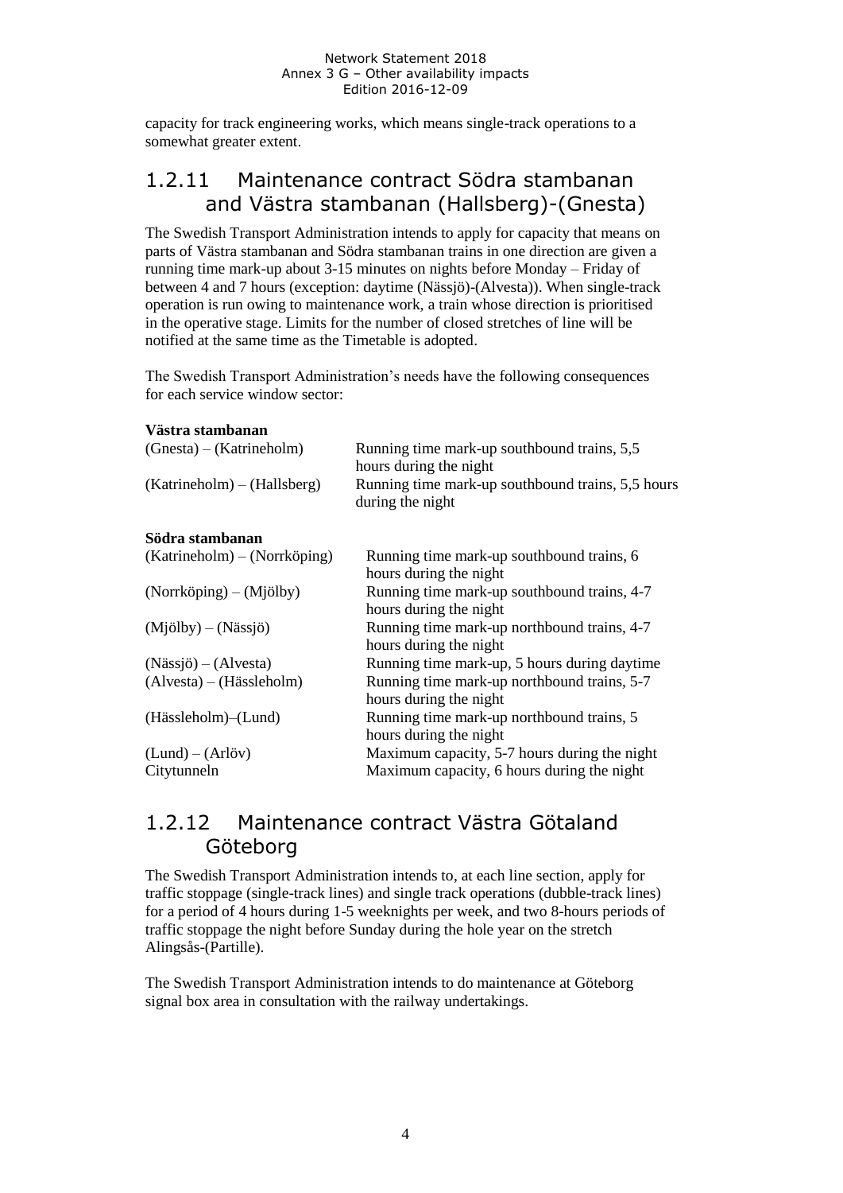capacity for track engineering works, which means single-track operations to a somewhat greater extent.

### 1.2.11 Maintenance contract Södra stambanan and Västra stambanan (Hallsberg)-(Gnesta)

The Swedish Transport Administration intends to apply for capacity that means on parts of Västra stambanan and Södra stambanan trains in one direction are given a running time mark-up about 3-15 minutes on nights before Monday – Friday of between 4 and 7 hours (exception: daytime (Nässjö)-(Alvesta)). When single-track operation is run owing to maintenance work, a train whose direction is prioritised in the operative stage. Limits for the number of closed stretches of line will be notified at the same time as the Timetable is adopted.

The Swedish Transport Administration's needs have the following consequences for each service window sector:

**Västra stambanan**

| | |
|---|---|
| (Gnesta) – (Katrineholm) | Running time mark-up southbound trains, 5,5 hours during the night |
| (Katrineholm) – (Hallsberg) | Running time mark-up southbound trains, 5,5 hours during the night |

**Södra stambanan**

| | |
|---|---|
| (Katrineholm) – (Norrköping) | Running time mark-up southbound trains, 6 hours during the night |
| (Norrköping) – (Mjölby) | Running time mark-up southbound trains, 4-7 hours during the night |
| (Mjölby) – (Nässjö) | Running time mark-up northbound trains, 4-7 hours during the night |
| (Nässjö) – (Alvesta) | Running time mark-up, 5 hours during daytime |
| (Alvesta) – (Hässleholm) | Running time mark-up northbound trains, 5-7 hours during the night |
| (Hässleholm)–(Lund) | Running time mark-up northbound trains, 5 hours during the night |
| (Lund) – (Arlöv) | Maximum capacity, 5-7 hours during the night |
| Citytunneln | Maximum capacity, 6 hours during the night |

### 1.2.12 Maintenance contract Västra Götaland Göteborg

The Swedish Transport Administration intends to, at each line section, apply for traffic stoppage (single-track lines) and single track operations (dubble-track lines) for a period of 4 hours during 1-5 weeknights per week, and two 8-hours periods of traffic stoppage the night before Sunday during the hole year on the stretch Alingsås-(Partille).

The Swedish Transport Administration intends to do maintenance at Göteborg signal box area in consultation with the railway undertakings.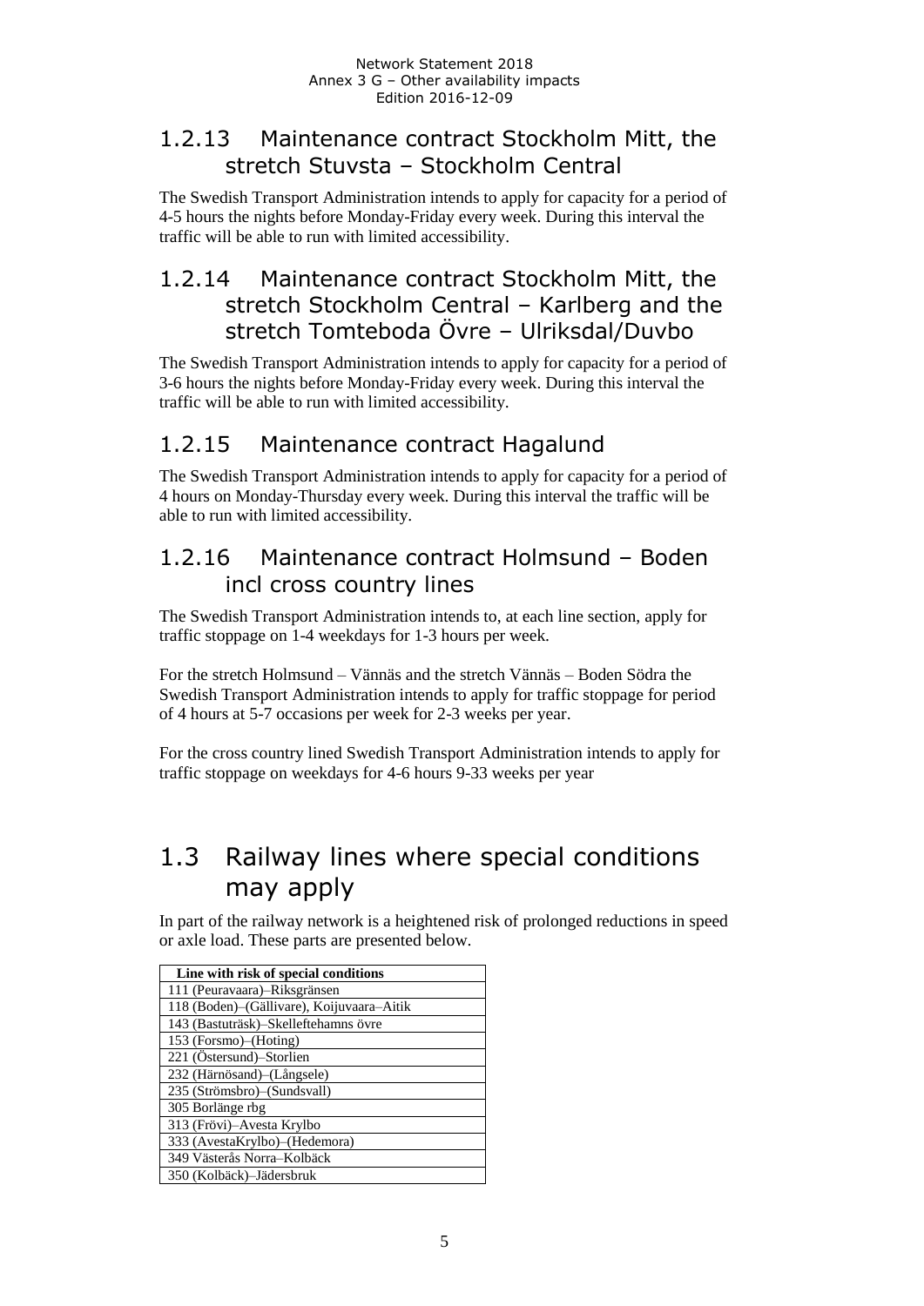### 1.2.13 Maintenance contract Stockholm Mitt, the stretch Stuvsta – Stockholm Central

The Swedish Transport Administration intends to apply for capacity for a period of 4-5 hours the nights before Monday-Friday every week. During this interval the traffic will be able to run with limited accessibility.

### 1.2.14 Maintenance contract Stockholm Mitt, the stretch Stockholm Central – Karlberg and the stretch Tomteboda Övre – Ulriksdal/Duvbo

The Swedish Transport Administration intends to apply for capacity for a period of 3-6 hours the nights before Monday-Friday every week. During this interval the traffic will be able to run with limited accessibility.

### 1.2.15 Maintenance contract Hagalund

The Swedish Transport Administration intends to apply for capacity for a period of 4 hours on Monday-Thursday every week. During this interval the traffic will be able to run with limited accessibility.

### 1.2.16 Maintenance contract Holmsund – Boden incl cross country lines

The Swedish Transport Administration intends to, at each line section, apply for traffic stoppage on 1-4 weekdays for 1-3 hours per week.

For the stretch Holmsund – Vännäs and the stretch Vännäs – Boden Södra the Swedish Transport Administration intends to apply for traffic stoppage for period of 4 hours at 5-7 occasions per week for 2-3 weeks per year.

For the cross country lined Swedish Transport Administration intends to apply for traffic stoppage on weekdays for 4-6 hours 9-33 weeks per year

## 1.3 Railway lines where special conditions may apply

In part of the railway network is a heightened risk of prolonged reductions in speed or axle load. These parts are presented below.

| Line with risk of special conditions |
|---|
| 111 (Peuravaara)–Riksgränsen |
| 118 (Boden)–(Gällivare), Koijuvaara–Aitik |
| 143 (Bastuträsk)–Skelleftehamns övre |
| 153 (Forsmo)–(Hoting) |
| 221 (Östersund)–Storlien |
| 232 (Härnösand)–(Långsele) |
| 235 (Strömsbro)–(Sundsvall) |
| 305 Borlänge rbg |
| 313 (Frövi)–Avesta Krylbo |
| 333 (AvestaKrylbo)–(Hedemora) |
| 349 Västerås Norra–Kolbäck |
| 350 (Kolbäck)–Jädersbruk |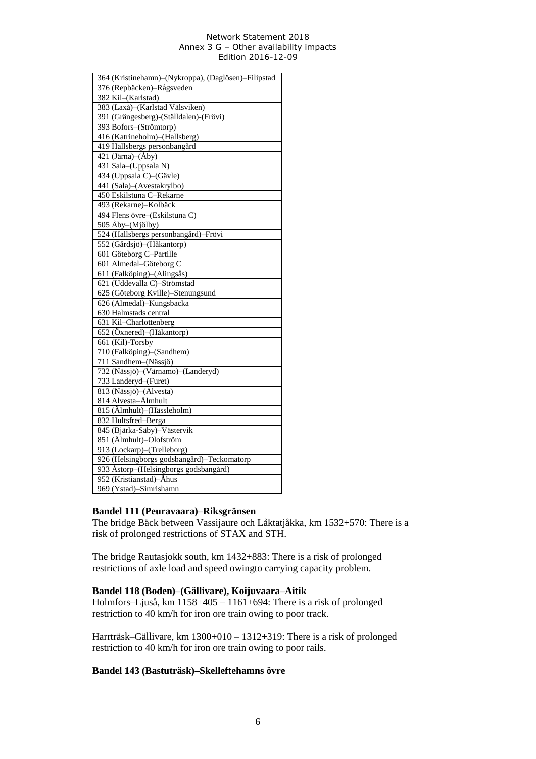| |
|---|
| 364 (Kristinehamn)–(Nykroppa), (Daglösen)–Filipstad |
| 376 (Repbäcken)–Rågsveden |
| 382 Kil–(Karlstad) |
| 383 (Laxå)–(Karlstad Välsviken) |
| 391 (Grängesberg)-(Ställdalen)-(Frövi) |
| 393 Bofors–(Strömtorp) |
| 416 (Katrineholm)–(Hallsberg) |
| 419 Hallsbergs personbangård |
| 421 (Järna)–(Åby) |
| 431 Sala–(Uppsala N) |
| 434 (Uppsala C)–(Gävle) |
| 441 (Sala)–(Avestakrylbo) |
| 450 Eskilstuna C–Rekarne |
| 493 (Rekarne)–Kolbäck |
| 494 Flens övre–(Eskilstuna C) |
| 505 Åby–(Mjölby) |
| 524 (Hallsbergs personbangård)–Frövi |
| 552 (Gårdsjö)–(Håkantorp) |
| 601 Göteborg C–Partille |
| 601 Almedal–Göteborg C |
| 611 (Falköping)–(Alingsås) |
| 621 (Uddevalla C)–Strömstad |
| 625 (Göteborg Kville)–Stenungsund |
| 626 (Almedal)–Kungsbacka |
| 630 Halmstads central |
| 631 Kil–Charlottenberg |
| 652 (Öxnered)–(Håkantorp) |
| 661 (Kil)-Torsby |
| 710 (Falköping)–(Sandhem) |
| 711 Sandhem–(Nässjö) |
| 732 (Nässjö)–(Värnamo)–(Landeryd) |
| 733 Landeryd–(Furet) |
| 813 (Nässjö)–(Alvesta) |
| 814 Alvesta–Älmhult |
| 815 (Älmhult)–(Hässleholm) |
| 832 Hultsfred–Berga |
| 845 (Bjärka-Säby)–Västervik |
| 851 (Älmhult)–Olofström |
| 913 (Lockarp)–(Trelleborg) |
| 926 (Helsingborgs godsbangård)–Teckomatorp |
| 933 Åstorp–(Helsingborgs godsbangård) |
| 952 (Kristianstad)–Åhus |
| 969 (Ystad)–Simrishamn |

### Bandel 111 (Peuravaara)–Riksgränsen

The bridge Bäck between Vassijaure och Låktatjåkka, km 1532+570: There is a risk of prolonged restrictions of STAX and STH.

The bridge Rautasjokk south, km 1432+883: There is a risk of prolonged restrictions of axle load and speed owingto carrying capacity problem.

### Bandel 118 (Boden)–(Gällivare), Koijuvaara–Aitik

Holmfors–Ljuså, km 1158+405 – 1161+694: There is a risk of prolonged restriction to 40 km/h for iron ore train owing to poor track.

Harrträsk–Gällivare, km 1300+010 – 1312+319: There is a risk of prolonged restriction to 40 km/h for iron ore train owing to poor rails.

### Bandel 143 (Bastuträsk)–Skelleftehamns övre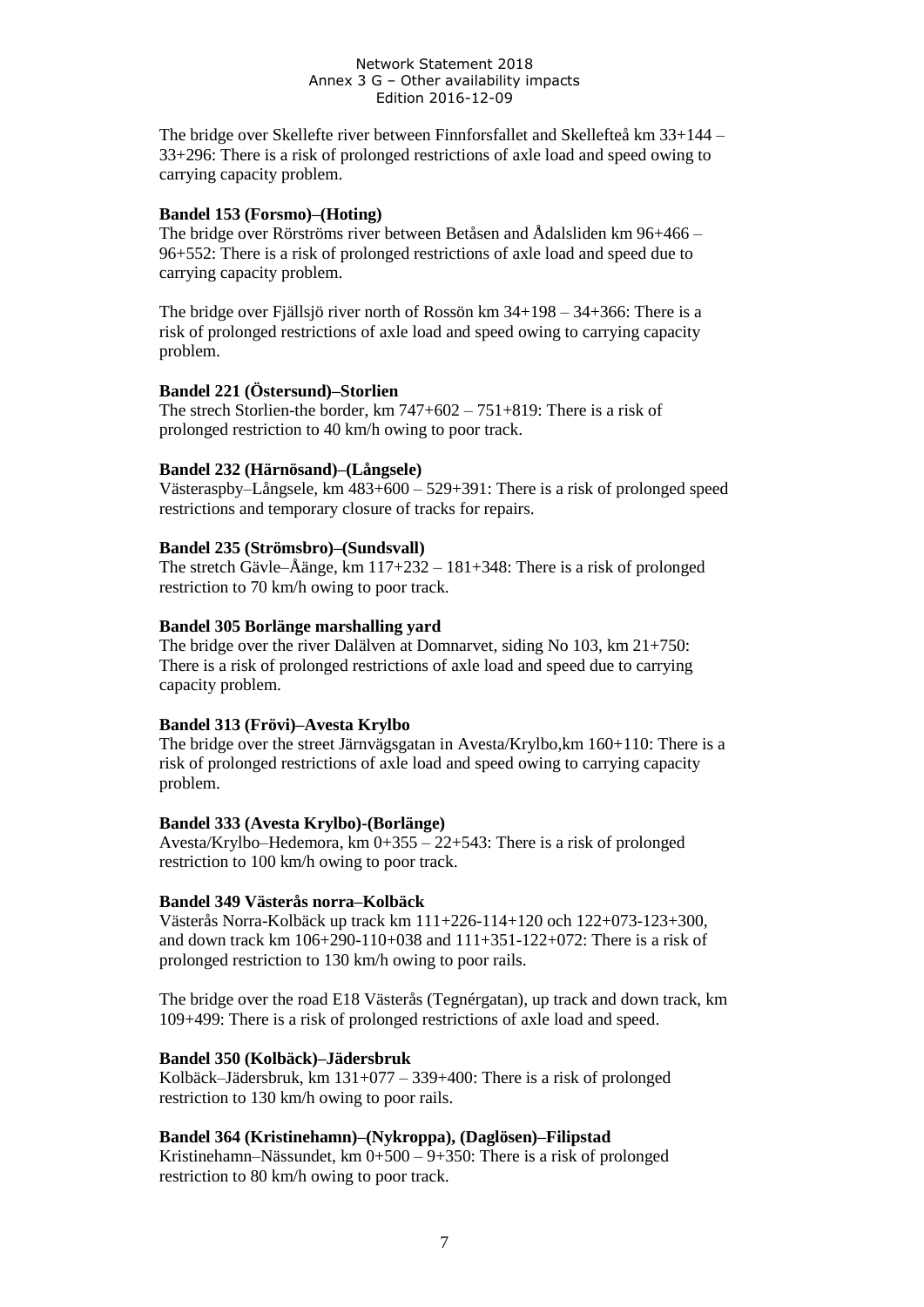The bridge over Skellefte river between Finnforsfallet and Skellefteå km 33+144 – 33+296: There is a risk of prolonged restrictions of axle load and speed owing to carrying capacity problem.

**Bandel 153 (Forsmo)–(Hoting)**

The bridge over Rörströms river between Betåsen and Ådalsliden km 96+466 – 96+552: There is a risk of prolonged restrictions of axle load and speed due to carrying capacity problem.

The bridge over Fjällsjö river north of Rossön km 34+198 – 34+366: There is a risk of prolonged restrictions of axle load and speed owing to carrying capacity problem.

**Bandel 221 (Östersund)–Storlien**

The strech Storlien-the border, km 747+602 – 751+819: There is a risk of prolonged restriction to 40 km/h owing to poor track.

**Bandel 232 (Härnösand)–(Långsele)**

Västeraspby–Långsele, km 483+600 – 529+391: There is a risk of prolonged speed restrictions and temporary closure of tracks for repairs.

**Bandel 235 (Strömsbro)–(Sundsvall)**

The stretch Gävle–Åänge, km 117+232 – 181+348: There is a risk of prolonged restriction to 70 km/h owing to poor track.

**Bandel 305 Borlänge marshalling yard**

The bridge over the river Dalälven at Domnarvet, siding No 103, km 21+750: There is a risk of prolonged restrictions of axle load and speed due to carrying capacity problem.

**Bandel 313 (Frövi)–Avesta Krylbo**

The bridge over the street Järnvägsgatan in Avesta/Krylbo,km 160+110: There is a risk of prolonged restrictions of axle load and speed owing to carrying capacity problem.

**Bandel 333 (Avesta Krylbo)-(Borlänge)**

Avesta/Krylbo–Hedemora, km 0+355 – 22+543: There is a risk of prolonged restriction to 100 km/h owing to poor track.

**Bandel 349 Västerås norra–Kolbäck**

Västerås Norra-Kolbäck up track km 111+226-114+120 och 122+073-123+300, and down track km 106+290-110+038 and 111+351-122+072: There is a risk of prolonged restriction to 130 km/h owing to poor rails.

The bridge over the road E18 Västerås (Tegnérgatan), up track and down track, km 109+499: There is a risk of prolonged restrictions of axle load and speed.

**Bandel 350 (Kolbäck)–Jädersbruk**

Kolbäck–Jädersbruk, km 131+077 – 339+400: There is a risk of prolonged restriction to 130 km/h owing to poor rails.

**Bandel 364 (Kristinehamn)–(Nykroppa), (Daglösen)–Filipstad**

Kristinehamn–Nässundet, km 0+500 – 9+350: There is a risk of prolonged restriction to 80 km/h owing to poor track.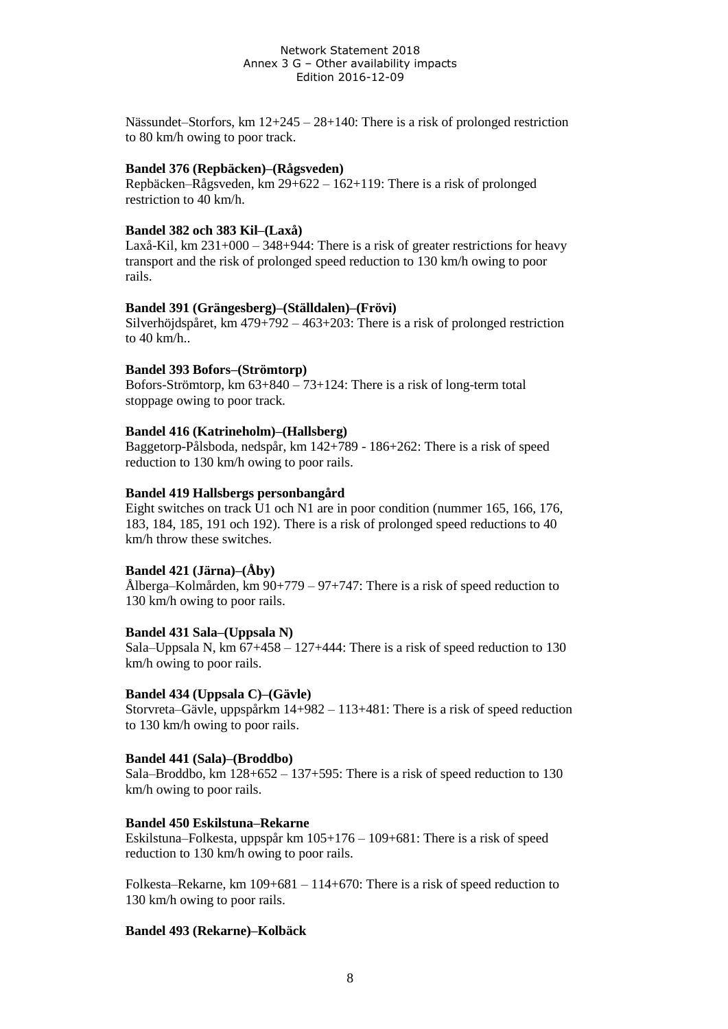Nässundet–Storfors, km 12+245 – 28+140: There is a risk of prolonged restriction to 80 km/h owing to poor track.

**Bandel 376 (Repbäcken)–(Rågsveden)**

Repbäcken–Rågsveden, km 29+622 – 162+119: There is a risk of prolonged restriction to 40 km/h.

**Bandel 382 och 383 Kil–(Laxå)**

Laxå-Kil, km 231+000 – 348+944: There is a risk of greater restrictions for heavy transport and the risk of prolonged speed reduction to 130 km/h owing to poor rails.

**Bandel 391 (Grängesberg)–(Ställdalen)–(Frövi)**

Silverhöjdspåret, km 479+792 – 463+203: There is a risk of prolonged restriction to 40 km/h..

**Bandel 393 Bofors–(Strömtorp)**

Bofors-Strömtorp, km 63+840 – 73+124: There is a risk of long-term total stoppage owing to poor track.

**Bandel 416 (Katrineholm)–(Hallsberg)**

Baggetorp-Pålsboda, nedspår, km 142+789 - 186+262: There is a risk of speed reduction to 130 km/h owing to poor rails.

**Bandel 419 Hallsbergs personbangård**

Eight switches on track U1 och N1 are in poor condition (nummer 165, 166, 176, 183, 184, 185, 191 och 192). There is a risk of prolonged speed reductions to 40 km/h throw these switches.

**Bandel 421 (Järna)–(Åby)**

Ålberga–Kolmården, km 90+779 – 97+747: There is a risk of speed reduction to 130 km/h owing to poor rails.

**Bandel 431 Sala–(Uppsala N)**

Sala–Uppsala N, km 67+458 – 127+444: There is a risk of speed reduction to 130 km/h owing to poor rails.

**Bandel 434 (Uppsala C)–(Gävle)**

Storvreta–Gävle, uppspårkm 14+982 – 113+481: There is a risk of speed reduction to 130 km/h owing to poor rails.

**Bandel 441 (Sala)–(Broddbo)**

Sala–Broddbo, km 128+652 – 137+595: There is a risk of speed reduction to 130 km/h owing to poor rails.

**Bandel 450 Eskilstuna–Rekarne**

Eskilstuna–Folkesta, uppspår km 105+176 – 109+681: There is a risk of speed reduction to 130 km/h owing to poor rails.

Folkesta–Rekarne, km 109+681 – 114+670: There is a risk of speed reduction to 130 km/h owing to poor rails.

**Bandel 493 (Rekarne)–Kolbäck**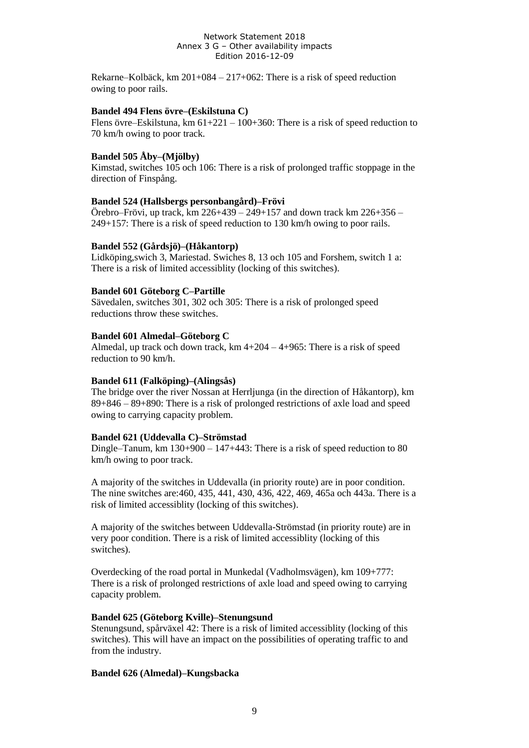Rekarne–Kolbäck, km 201+084 – 217+062: There is a risk of speed reduction owing to poor rails.

**Bandel 494 Flens övre–(Eskilstuna C)**

Flens övre–Eskilstuna, km 61+221 – 100+360: There is a risk of speed reduction to 70 km/h owing to poor track.

**Bandel 505 Åby–(Mjölby)**

Kimstad, switches 105 och 106: There is a risk of prolonged traffic stoppage in the direction of Finspång.

**Bandel 524 (Hallsbergs personbangård)–Frövi**

Örebro–Frövi, up track, km 226+439 – 249+157 and down track km 226+356 – 249+157: There is a risk of speed reduction to 130 km/h owing to poor rails.

**Bandel 552 (Gårdsjö)–(Håkantorp)**

Lidköping,swich 3, Mariestad. Swiches 8, 13 och 105 and Forshem, switch 1 a: There is a risk of limited accessiblity (locking of this switches).

**Bandel 601 Göteborg C–Partille**

Sävedalen, switches 301, 302 och 305: There is a risk of prolonged speed reductions throw these switches.

**Bandel 601 Almedal–Göteborg C**

Almedal, up track och down track, km 4+204 – 4+965: There is a risk of speed reduction to 90 km/h.

**Bandel 611 (Falköping)–(Alingsås)**

The bridge over the river Nossan at Herrljunga (in the direction of Håkantorp), km 89+846 – 89+890: There is a risk of prolonged restrictions of axle load and speed owing to carrying capacity problem.

**Bandel 621 (Uddevalla C)–Strömstad**

Dingle–Tanum, km 130+900 – 147+443: There is a risk of speed reduction to 80 km/h owing to poor track.

A majority of the switches in Uddevalla (in priority route) are in poor condition. The nine switches are:460, 435, 441, 430, 436, 422, 469, 465a och 443a. There is a risk of limited accessiblity (locking of this switches).

A majority of the switches between Uddevalla-Strömstad (in priority route) are in very poor condition. There is a risk of limited accessiblity (locking of this switches).

Overdecking of the road portal in Munkedal (Vadholmsvägen), km 109+777: There is a risk of prolonged restrictions of axle load and speed owing to carrying capacity problem.

**Bandel 625 (Göteborg Kville)–Stenungsund**

Stenungsund, spårväxel 42: There is a risk of limited accessiblity (locking of this switches). This will have an impact on the possibilities of operating traffic to and from the industry.

**Bandel 626 (Almedal)–Kungsbacka**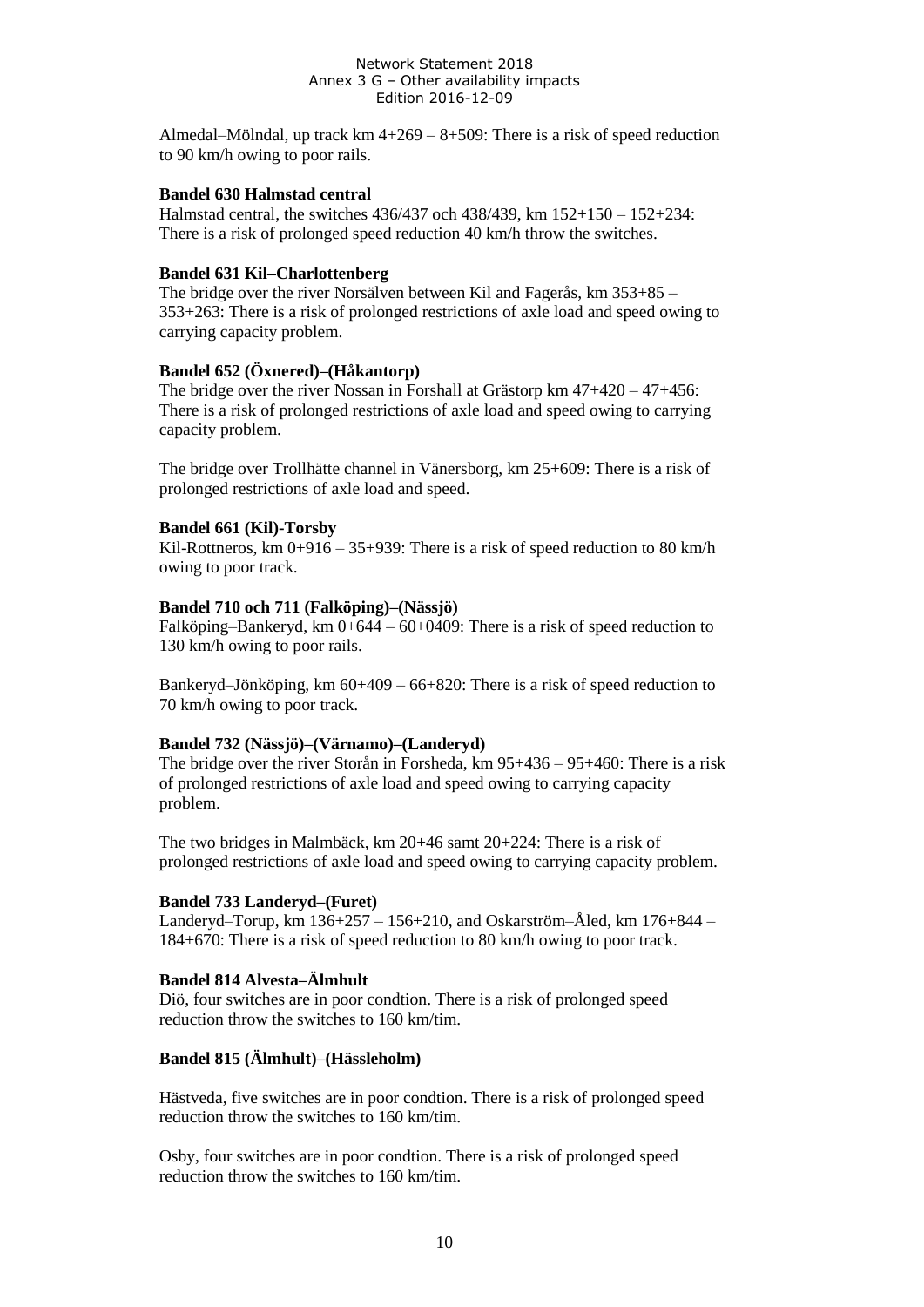Almedal–Mölndal, up track km 4+269 – 8+509: There is a risk of speed reduction to 90 km/h owing to poor rails.

**Bandel 630 Halmstad central**

Halmstad central, the switches 436/437 och 438/439, km 152+150 – 152+234: There is a risk of prolonged speed reduction 40 km/h throw the switches.

**Bandel 631 Kil–Charlottenberg**

The bridge over the river Norsälven between Kil and Fagerås, km 353+85 – 353+263: There is a risk of prolonged restrictions of axle load and speed owing to carrying capacity problem.

**Bandel 652 (Öxnered)–(Håkantorp)**

The bridge over the river Nossan in Forshall at Grästorp km 47+420 – 47+456: There is a risk of prolonged restrictions of axle load and speed owing to carrying capacity problem.

The bridge over Trollhätte channel in Vänersborg, km 25+609: There is a risk of prolonged restrictions of axle load and speed.

**Bandel 661 (Kil)-Torsby**

Kil-Rottneros, km 0+916 – 35+939: There is a risk of speed reduction to 80 km/h owing to poor track.

**Bandel 710 och 711 (Falköping)–(Nässjö)**

Falköping–Bankeryd, km 0+644 – 60+0409: There is a risk of speed reduction to 130 km/h owing to poor rails.

Bankeryd–Jönköping, km 60+409 – 66+820: There is a risk of speed reduction to 70 km/h owing to poor track.

**Bandel 732 (Nässjö)–(Värnamo)–(Landeryd)**

The bridge over the river Storån in Forsheda, km 95+436 – 95+460: There is a risk of prolonged restrictions of axle load and speed owing to carrying capacity problem.

The two bridges in Malmbäck, km 20+46 samt 20+224: There is a risk of prolonged restrictions of axle load and speed owing to carrying capacity problem.

**Bandel 733 Landeryd–(Furet)**

Landeryd–Torup, km 136+257 – 156+210, and Oskarström–Åled, km 176+844 – 184+670: There is a risk of speed reduction to 80 km/h owing to poor track.

**Bandel 814 Alvesta–Älmhult**

Diö, four switches are in poor condtion. There is a risk of prolonged speed reduction throw the switches to 160 km/tim.

**Bandel 815 (Älmhult)–(Hässleholm)**

Hästveda, five switches are in poor condtion. There is a risk of prolonged speed reduction throw the switches to 160 km/tim.

Osby, four switches are in poor condtion. There is a risk of prolonged speed reduction throw the switches to 160 km/tim.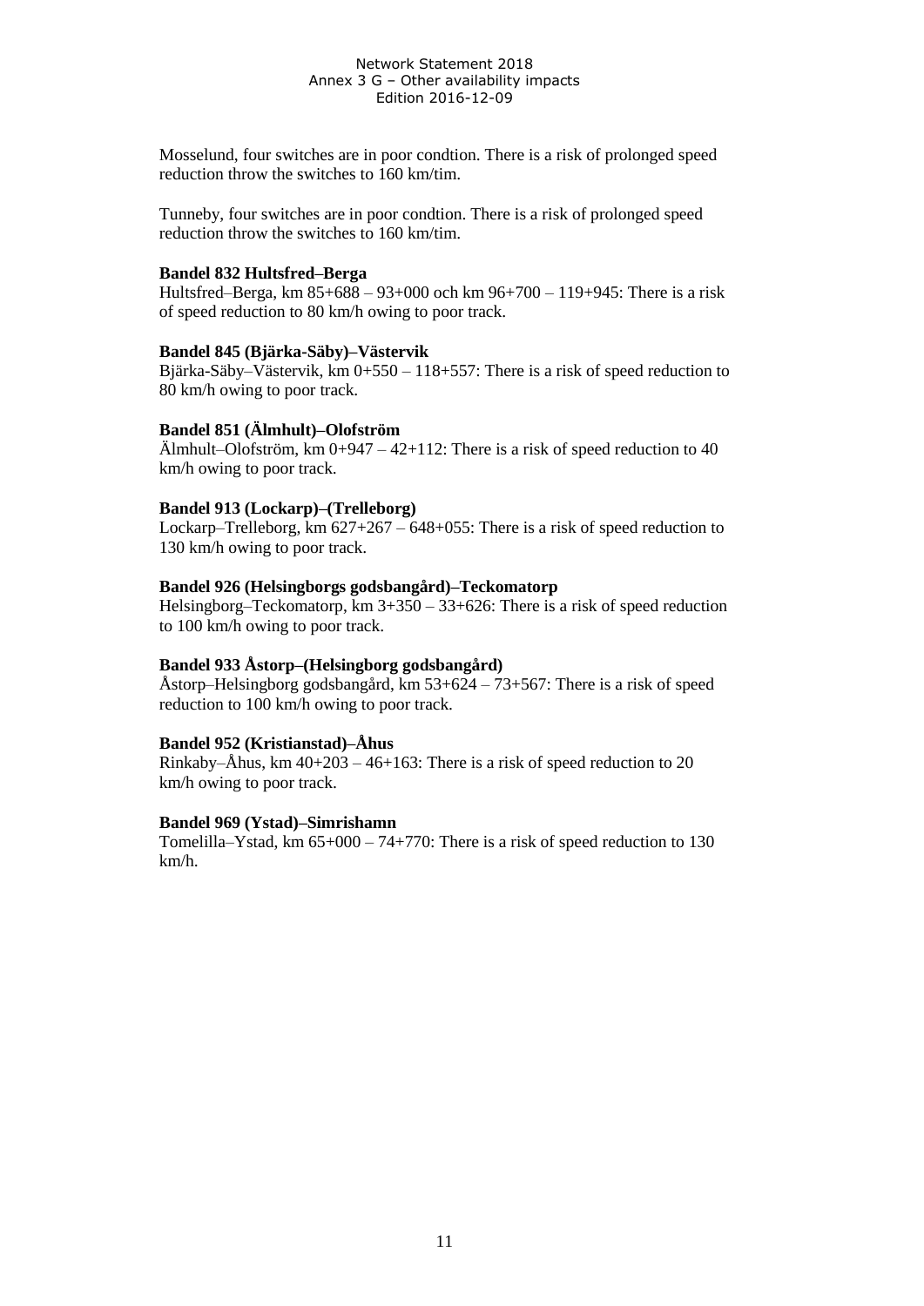Mosselund, four switches are in poor condtion. There is a risk of prolonged speed reduction throw the switches to 160 km/tim.

Tunneby, four switches are in poor condtion. There is a risk of prolonged speed reduction throw the switches to 160 km/tim.

**Bandel 832 Hultsfred–Berga**

Hultsfred–Berga, km 85+688 – 93+000 och km 96+700 – 119+945: There is a risk of speed reduction to 80 km/h owing to poor track.

**Bandel 845 (Bjärka-Säby)–Västervik**

Bjärka-Säby–Västervik, km 0+550 – 118+557: There is a risk of speed reduction to 80 km/h owing to poor track.

**Bandel 851 (Älmhult)–Olofström**

Älmhult–Olofström, km 0+947 – 42+112: There is a risk of speed reduction to 40 km/h owing to poor track.

**Bandel 913 (Lockarp)–(Trelleborg)**

Lockarp–Trelleborg, km 627+267 – 648+055: There is a risk of speed reduction to 130 km/h owing to poor track.

**Bandel 926 (Helsingborgs godsbangård)–Teckomatorp**

Helsingborg–Teckomatorp, km 3+350 – 33+626: There is a risk of speed reduction to 100 km/h owing to poor track.

**Bandel 933 Åstorp–(Helsingborg godsbangård)**

Åstorp–Helsingborg godsbangård, km 53+624 – 73+567: There is a risk of speed reduction to 100 km/h owing to poor track.

**Bandel 952 (Kristianstad)–Åhus**

Rinkaby–Åhus, km 40+203 – 46+163: There is a risk of speed reduction to 20 km/h owing to poor track.

**Bandel 969 (Ystad)–Simrishamn**

Tomelilla–Ystad, km 65+000 – 74+770: There is a risk of speed reduction to 130 km/h.